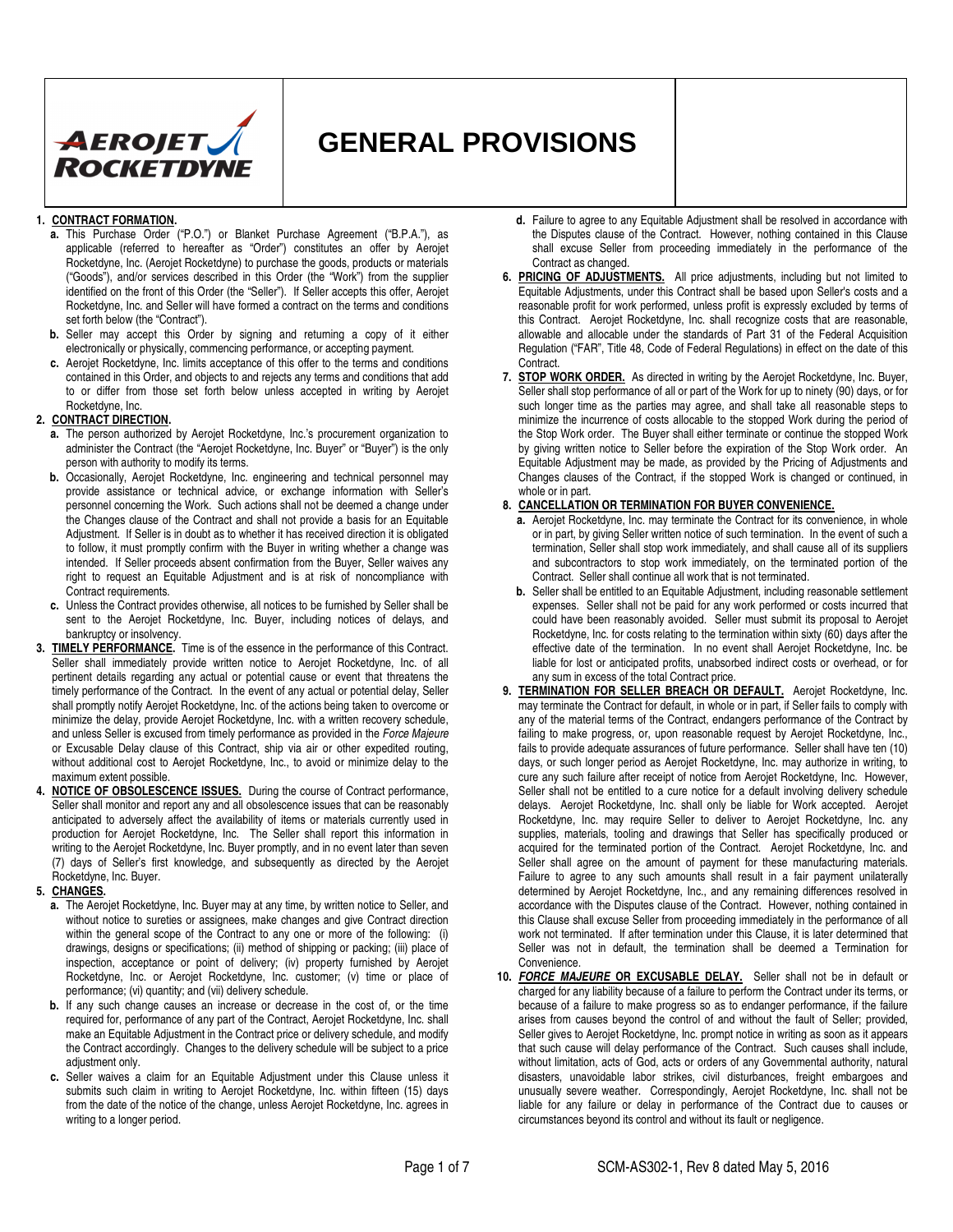# GENERAL PROVISIONS

1. **CONTRACT FORMATION.**
   - **a.** This Purchase Order ("P.O.") or Blanket Purchase Agreement ("B.P.A."), as applicable (referred to hereafter as "Order") constitutes an offer by Aerojet Rocketdyne, Inc. (Aerojet Rocketdyne) to purchase the goods, products or materials ("Goods"), and/or services described in this Order (the "Work") from the supplier identified on the front of this Order (the "Seller"). If Seller accepts this offer, Aerojet Rocketdyne, Inc. and Seller will have formed a contract on the terms and conditions set forth below (the "Contract").
   - **b.** Seller may accept this Order by signing and returning a copy of it either electronically or physically, commencing performance, or accepting payment.
   - **c.** Aerojet Rocketdyne, Inc. limits acceptance of this offer to the terms and conditions contained in this Order, and objects to and rejects any terms and conditions that add to or differ from those set forth below unless accepted in writing by Aerojet Rocketdyne, Inc.

2. **CONTRACT DIRECTION.**
   - **a.** The person authorized by Aerojet Rocketdyne, Inc.'s procurement organization to administer the Contract (the "Aerojet Rocketdyne, Inc. Buyer" or "Buyer") is the only person with authority to modify its terms.
   - **b.** Occasionally, Aerojet Rocketdyne, Inc. engineering and technical personnel may provide assistance or technical advice, or exchange information with Seller's personnel concerning the Work. Such actions shall not be deemed a change under the Changes clause of the Contract and shall not provide a basis for an Equitable Adjustment. If Seller is in doubt as to whether it has received direction it is obligated to follow, it must promptly confirm with the Buyer in writing whether a change was intended. If Seller proceeds absent confirmation from the Buyer, Seller waives any right to request an Equitable Adjustment and is at risk of noncompliance with Contract requirements.
   - **c.** Unless the Contract provides otherwise, all notices to be furnished by Seller shall be sent to the Aerojet Rocketdyne, Inc. Buyer, including notices of delays, and bankruptcy or insolvency.

3. **TIMELY PERFORMANCE.** Time is of the essence in the performance of this Contract. Seller shall immediately provide written notice to Aerojet Rocketdyne, Inc. of all pertinent details regarding any actual or potential cause or event that threatens the timely performance of the Contract. In the event of any actual or potential delay, Seller shall promptly notify Aerojet Rocketdyne, Inc. of the actions being taken to overcome or minimize the delay, provide Aerojet Rocketdyne, Inc. with a written recovery schedule, and unless Seller is excused from timely performance as provided in the *Force Majeure* or Excusable Delay clause of this Contract, ship via air or other expedited routing, without additional cost to Aerojet Rocketdyne, Inc., to avoid or minimize delay to the maximum extent possible.

4. **NOTICE OF OBSOLESCENCE ISSUES.** During the course of Contract performance, Seller shall monitor and report any and all obsolescence issues that can be reasonably anticipated to adversely affect the availability of items or materials currently used in production for Aerojet Rocketdyne, Inc. The Seller shall report this information in writing to the Aerojet Rocketdyne, Inc. Buyer promptly, and in no event later than seven (7) days of Seller's first knowledge, and subsequently as directed by the Aerojet Rocketdyne, Inc. Buyer.

5. **CHANGES.**
   - **a.** The Aerojet Rocketdyne, Inc. Buyer may at any time, by written notice to Seller, and without notice to sureties or assignees, make changes and give Contract direction within the general scope of the Contract to any one or more of the following: (i) drawings, designs or specifications; (ii) method of shipping or packing; (iii) place of inspection, acceptance or point of delivery; (iv) property furnished by Aerojet Rocketdyne, Inc. or Aerojet Rocketdyne, Inc. customer; (v) time or place of performance; (vi) quantity; and (vii) delivery schedule.
   - **b.** If any such change causes an increase or decrease in the cost of, or the time required for, performance of any part of the Contract, Aerojet Rocketdyne, Inc. shall make an Equitable Adjustment in the Contract price or delivery schedule, and modify the Contract accordingly. Changes to the delivery schedule will be subject to a price adjustment only.
   - **c.** Seller waives a claim for an Equitable Adjustment under this Clause unless it submits such claim in writing to Aerojet Rocketdyne, Inc. within fifteen (15) days from the date of the notice of the change, unless Aerojet Rocketdyne, Inc. agrees in writing to a longer period.
   - **d.** Failure to agree to any Equitable Adjustment shall be resolved in accordance with the Disputes clause of the Contract. However, nothing contained in this Clause shall excuse Seller from proceeding immediately in the performance of the Contract as changed.

6. **PRICING OF ADJUSTMENTS.** All price adjustments, including but not limited to Equitable Adjustments, under this Contract shall be based upon Seller's costs and a reasonable profit for work performed, unless profit is expressly excluded by terms of this Contract. Aerojet Rocketdyne, Inc. shall recognize costs that are reasonable, allowable and allocable under the standards of Part 31 of the Federal Acquisition Regulation ("FAR", Title 48, Code of Federal Regulations) in effect on the date of this Contract.

7. **STOP WORK ORDER.** As directed in writing by the Aerojet Rocketdyne, Inc. Buyer, Seller shall stop performance of all or part of the Work for up to ninety (90) days, or for such longer time as the parties may agree, and shall take all reasonable steps to minimize the incurrence of costs allocable to the stopped Work during the period of the Stop Work order. The Buyer shall either terminate or continue the stopped Work by giving written notice to Seller before the expiration of the Stop Work order. An Equitable Adjustment may be made, as provided by the Pricing of Adjustments and Changes clauses of the Contract, if the stopped Work is changed or continued, in whole or in part.

8. **CANCELLATION OR TERMINATION FOR BUYER CONVENIENCE.**
   - **a.** Aerojet Rocketdyne, Inc. may terminate the Contract for its convenience, in whole or in part, by giving Seller written notice of such termination. In the event of such a termination, Seller shall stop work immediately, and shall cause all of its suppliers and subcontractors to stop work immediately, on the terminated portion of the Contract. Seller shall continue all work that is not terminated.
   - **b.** Seller shall be entitled to an Equitable Adjustment, including reasonable settlement expenses. Seller shall not be paid for any work performed or costs incurred that could have been reasonably avoided. Seller must submit its proposal to Aerojet Rocketdyne, Inc. for costs relating to the termination within sixty (60) days after the effective date of the termination. In no event shall Aerojet Rocketdyne, Inc. be liable for lost or anticipated profits, unabsorbed indirect costs or overhead, or for any sum in excess of the total Contract price.

9. **TERMINATION FOR SELLER BREACH OR DEFAULT.** Aerojet Rocketdyne, Inc. may terminate the Contract for default, in whole or in part, if Seller fails to comply with any of the material terms of the Contract, endangers performance of the Contract by failing to make progress, or, upon reasonable request by Aerojet Rocketdyne, Inc., fails to provide adequate assurances of future performance. Seller shall have ten (10) days, or such longer period as Aerojet Rocketdyne, Inc. may authorize in writing, to cure any such failure after receipt of notice from Aerojet Rocketdyne, Inc. However, Seller shall not be entitled to a cure notice for a default involving delivery schedule delays. Aerojet Rocketdyne, Inc. shall only be liable for Work accepted. Aerojet Rocketdyne, Inc. may require Seller to deliver to Aerojet Rocketdyne, Inc. any supplies, materials, tooling and drawings that Seller has specifically produced or acquired for the terminated portion of the Contract. Aerojet Rocketdyne, Inc. and Seller shall agree on the amount of payment for these manufacturing materials. Failure to agree to any such amounts shall result in a fair payment unilaterally determined by Aerojet Rocketdyne, Inc., and any remaining differences resolved in accordance with the Disputes clause of the Contract. However, nothing contained in this Clause shall excuse Seller from proceeding immediately in the performance of all work not terminated. If after termination under this Clause, it is later determined that Seller was not in default, the termination shall be deemed a Termination for Convenience.

10. ***FORCE MAJEURE* OR EXCUSABLE DELAY.** Seller shall not be in default or charged for any liability because of a failure to perform the Contract under its terms, or because of a failure to make progress so as to endanger performance, if the failure arises from causes beyond the control of and without the fault of Seller; provided, Seller gives to Aerojet Rocketdyne, Inc. prompt notice in writing as soon as it appears that such cause will delay performance of the Contract. Such causes shall include, without limitation, acts of God, acts or orders of any Governmental authority, natural disasters, unavoidable labor strikes, civil disturbances, freight embargoes and unusually severe weather. Correspondingly, Aerojet Rocketdyne, Inc. shall not be liable for any failure or delay in performance of the Contract due to causes or circumstances beyond its control and without its fault or negligence.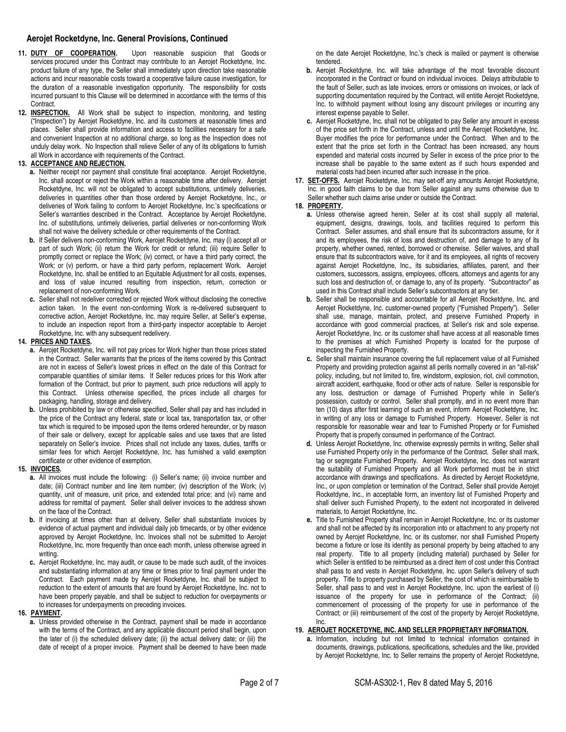## Aerojet Rocketdyne, Inc. General Provisions, Continued

11. **DUTY OF COOPERATION.** Upon reasonable suspicion that Goods or services procured under this Contract may contribute to an Aerojet Rocketdyne, Inc. product failure of any type, the Seller shall immediately upon direction take reasonable actions and incur reasonable costs toward a cooperative failure cause investigation, for the duration of a reasonable investigation opportunity. The responsibility for costs incurred pursuant to this Clause will be determined in accordance with the terms of this Contract.

12. **INSPECTION.** All Work shall be subject to inspection, monitoring, and testing ("Inspection") by Aerojet Rocketdyne, Inc. and its customers at reasonable times and places. Seller shall provide information and access to facilities necessary for a safe and convenient Inspection at no additional charge, so long as the Inspection does not unduly delay work. No Inspection shall relieve Seller of any of its obligations to furnish all Work in accordance with requirements of the Contract.

13. **ACCEPTANCE AND REJECTION.**
   - **a.** Neither receipt nor payment shall constitute final acceptance. Aerojet Rocketdyne, Inc. shall accept or reject the Work within a reasonable time after delivery. Aerojet Rocketdyne, Inc. will not be obligated to accept substitutions, untimely deliveries, deliveries in quantities other than those ordered by Aerojet Rocketdyne, Inc., or deliveries of Work failing to conform to Aerojet Rocketdyne, Inc.'s specifications or Seller's warranties described in the Contract. Acceptance by Aerojet Rocketdyne, Inc. of substitutions, untimely deliveries, partial deliveries or non-conforming Work shall not waive the delivery schedule or other requirements of the Contract.
   - **b.** If Seller delivers non-conforming Work, Aerojet Rocketdyne, Inc. may (i) accept all or part of such Work; (ii) return the Work for credit or refund; (iii) require Seller to promptly correct or replace the Work; (iv) correct, or have a third party correct, the Work; or (v) perform, or have a third party perform, replacement Work. Aerojet Rocketdyne, Inc. shall be entitled to an Equitable Adjustment for all costs, expenses, and loss of value incurred resulting from inspection, return, correction or replacement of non-conforming Work.
   - **c.** Seller shall not redeliver corrected or rejected Work without disclosing the corrective action taken. In the event non-conforming Work is re-delivered subsequent to corrective action, Aerojet Rocketdyne, Inc. may require Seller, at Seller's expense, to include an inspection report from a third-party inspector acceptable to Aerojet Rocketdyne, Inc. with any subsequent redelivery.

14. **PRICES AND TAXES.**
   - **a.** Aerojet Rocketdyne, Inc. will not pay prices for Work higher than those prices stated in the Contract. Seller warrants that the prices of the items covered by this Contract are not in excess of Seller's lowest prices in effect on the date of this Contract for comparable quantities of similar items. If Seller reduces prices for this Work after formation of the Contract, but prior to payment, such price reductions will apply to this Contract. Unless otherwise specified, the prices include all charges for packaging, handling, storage and delivery.
   - **b.** Unless prohibited by law or otherwise specified, Seller shall pay and has included in the price of the Contract any federal, state or local tax, transportation tax, or other tax which is required to be imposed upon the items ordered hereunder, or by reason of their sale or delivery, except for applicable sales and use taxes that are listed separately on Seller's invoice. Prices shall not include any taxes, duties, tariffs or similar fees for which Aerojet Rocketdyne, Inc. has furnished a valid exemption certificate or other evidence of exemption.

15. **INVOICES.**
   - **a.** All invoices must include the following: (i) Seller's name; (ii) invoice number and date; (iii) Contract number and line item number; (iv) description of the Work; (v) quantity, unit of measure, unit price, and extended total price; and (vi) name and address for remittal of payment. Seller shall deliver invoices to the address shown on the face of the Contract.
   - **b.** If invoicing at times other than at delivery, Seller shall substantiate invoices by evidence of actual payment and individual daily job timecards, or by other evidence approved by Aerojet Rocketdyne, Inc. Invoices shall not be submitted to Aerojet Rocketdyne, Inc. more frequently than once each month, unless otherwise agreed in writing.
   - **c.** Aerojet Rocketdyne, Inc. may audit, or cause to be made such audit, of the invoices and substantiating information at any time or times prior to final payment under the Contract. Each payment made by Aerojet Rocketdyne, Inc. shall be subject to reduction to the extent of amounts that are found by Aerojet Rocketdyne, Inc. not to have been properly payable, and shall be subject to reduction for overpayments or to increases for underpayments on preceding invoices.

16. **PAYMENT.**
   - **a.** Unless provided otherwise in the Contract, payment shall be made in accordance with the terms of the Contract, and any applicable discount period shall begin, upon the later of (i) the scheduled delivery date; (ii) the actual delivery date; or (iii) the date of receipt of a proper invoice. Payment shall be deemed to have been made on the date Aerojet Rocketdyne, Inc.'s check is mailed or payment is otherwise tendered.
   - **b.** Aerojet Rocketdyne, Inc. will take advantage of the most favorable discount incorporated in the Contract or found on individual invoices. Delays attributable to the fault of Seller, such as late invoices, errors or omissions on invoices, or lack of supporting documentation required by the Contract, will entitle Aerojet Rocketdyne, Inc. to withhold payment without losing any discount privileges or incurring any interest expense payable to Seller.
   - **c.** Aerojet Rocketdyne, Inc. shall not be obligated to pay Seller any amount in excess of the price set forth in the Contract, unless and until the Aerojet Rocketdyne, Inc. Buyer modifies the price for performance under the Contract. When and to the extent that the price set forth in the Contract has been increased, any hours expended and material costs incurred by Seller in excess of the price prior to the increase shall be payable to the same extent as if such hours expended and material costs had been incurred after such increase in the price.

17. **SET-OFFS.** Aerojet Rocketdyne, Inc. may set-off any amounts Aerojet Rocketdyne, Inc. in good faith claims to be due from Seller against any sums otherwise due to Seller whether such claims arise under or outside the Contract.

18. **PROPERTY.**
   - **a.** Unless otherwise agreed herein, Seller at its cost shall supply all material, equipment, designs, drawings, tools, and facilities required to perform this Contract. Seller assumes, and shall ensure that its subcontractors assume, for it and its employees, the risk of loss and destruction of, and damage to any of its property, whether owned, rented, borrowed or otherwise. Seller waives, and shall ensure that its subcontractors waive, for it and its employees, all rights of recovery against Aerojet Rocketdyne, Inc., its subsidiaries, affiliates, parent, and their customers, successors, assigns, employees, officers, attorneys and agents for any such loss and destruction of, or damage to, any of its property. "Subcontractor" as used in this Contract shall include Seller's subcontractors at any tier.
   - **b.** Seller shall be responsible and accountable for all Aerojet Rocketdyne, Inc. and Aerojet Rocketdyne, Inc. customer-owned property ("Furnished Property"). Seller shall use, manage, maintain, protect, and preserve Furnished Property in accordance with good commercial practices, at Seller's risk and sole expense. Aerojet Rocketdyne, Inc. or its customer shall have access at all reasonable times to the premises at which Furnished Property is located for the purpose of inspecting the Furnished Property.
   - **c.** Seller shall maintain insurance covering the full replacement value of all Furnished Property and providing protection against all perils normally covered in an "all-risk" policy, including, but not limited to, fire, windstorm, explosion, riot, civil commotion, aircraft accident, earthquake, flood or other acts of nature. Seller is responsible for any loss, destruction or damage of Furnished Property while in Seller's possession, custody or control. Seller shall promptly, and in no event more than ten (10) days after first learning of such an event, inform Aerojet Rocketdyne, Inc. in writing of any loss or damage to Furnished Property. However, Seller is not responsible for reasonable wear and tear to Furnished Property or for Furnished Property that is properly consumed in performance of the Contract.
   - **d.** Unless Aerojet Rocketdyne, Inc. otherwise expressly permits in writing, Seller shall use Furnished Property only in the performance of the Contract. Seller shall mark, tag or segregate Furnished Property. Aerojet Rocketdyne, Inc. does not warrant the suitability of Furnished Property and all Work performed must be in strict accordance with drawings and specifications. As directed by Aerojet Rocketdyne, Inc., or upon completion or termination of the Contract, Seller shall provide Aerojet Rocketdyne, Inc., in acceptable form, an inventory list of Furnished Property and shall deliver such Furnished Property, to the extent not incorporated in delivered materials, to Aerojet Rocketdyne, Inc.
   - **e.** Title to Furnished Property shall remain in Aerojet Rocketdyne, Inc. or its customer and shall not be affected by its incorporation into or attachment to any property not owned by Aerojet Rocketdyne, Inc. or its customer, nor shall Furnished Property become a fixture or lose its identity as personal property by being attached to any real property. Title to all property (including material) purchased by Seller for which Seller is entitled to be reimbursed as a direct item of cost under this Contract shall pass to and vests in Aerojet Rocketdyne, Inc. upon Seller's delivery of such property. Title to property purchased by Seller, the cost of which is reimbursable to Seller, shall pass to and vest in Aerojet Rocketdyne, Inc. upon the earliest of (i) issuance of the property for use in performance of the Contract; (ii) commencement of processing of the property for use in performance of the Contract; or (iii) reimbursement of the cost of the property by Aerojet Rocketdyne, Inc.

19. **AEROJET ROCKETDYNE, INC. AND SELLER PROPRIETARY INFORMATION.**
   - **a.** Information, including but not limited to technical information contained in documents, drawings, publications, specifications, schedules and the like, provided by Aerojet Rocketdyne, Inc. to Seller remains the property of Aerojet Rocketdyne,

SCM-AS302-1, Rev 8 dated May 5, 2016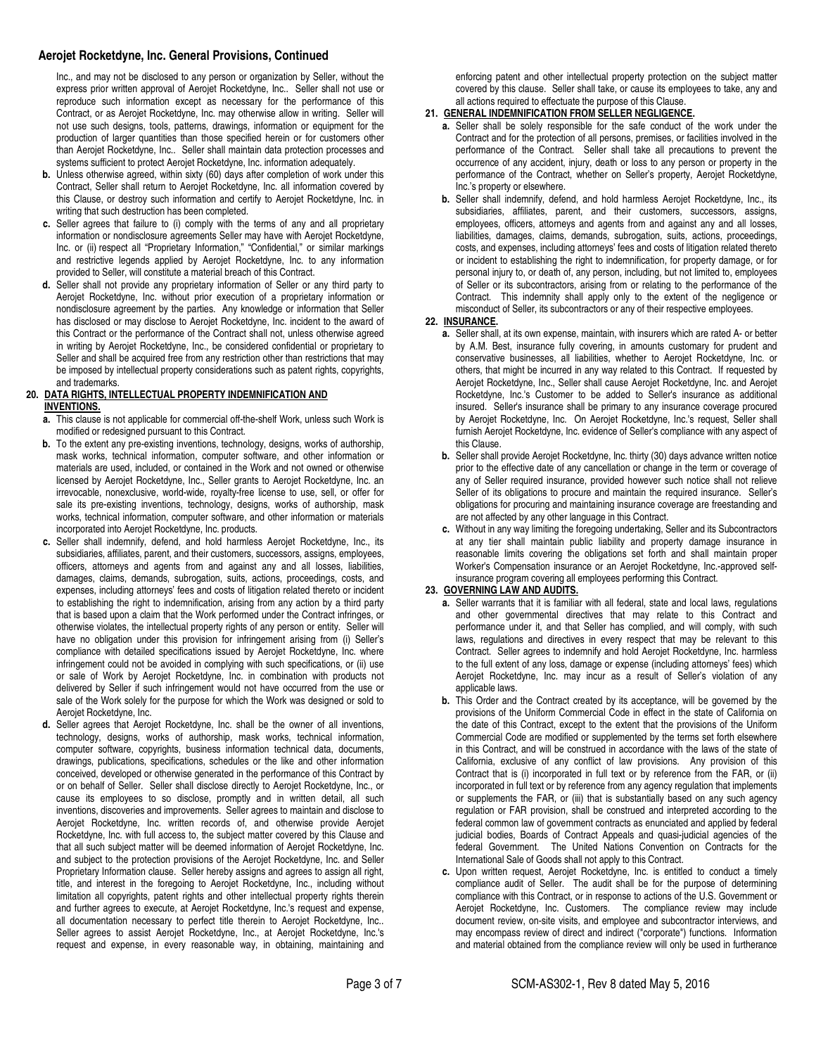Inc., and may not be disclosed to any person or organization by Seller, without the express prior written approval of Aerojet Rocketdyne, Inc.. Seller shall not use or reproduce such information except as necessary for the performance of this Contract, or as Aerojet Rocketdyne, Inc. may otherwise allow in writing. Seller will not use such designs, tools, patterns, drawings, information or equipment for the production of larger quantities than those specified herein or for customers other than Aerojet Rocketdyne, Inc.. Seller shall maintain data protection processes and systems sufficient to protect Aerojet Rocketdyne, Inc. information adequately.

**b.** Unless otherwise agreed, within sixty (60) days after completion of work under this Contract, Seller shall return to Aerojet Rocketdyne, Inc. all information covered by this Clause, or destroy such information and certify to Aerojet Rocketdyne, Inc. in writing that such destruction has been completed.

**c.** Seller agrees that failure to (i) comply with the terms of any and all proprietary information or nondisclosure agreements Seller may have with Aerojet Rocketdyne, Inc. or (ii) respect all "Proprietary Information," "Confidential," or similar markings and restrictive legends applied by Aerojet Rocketdyne, Inc. to any information provided to Seller, will constitute a material breach of this Contract.

**d.** Seller shall not provide any proprietary information of Seller or any third party to Aerojet Rocketdyne, Inc. without prior execution of a proprietary information or nondisclosure agreement by the parties. Any knowledge or information that Seller has disclosed or may disclose to Aerojet Rocketdyne, Inc. incident to the award of this Contract or the performance of the Contract shall not, unless otherwise agreed in writing by Aerojet Rocketdyne, Inc., be considered confidential or proprietary to Seller and shall be acquired free from any restriction other than restrictions that may be imposed by intellectual property considerations such as patent rights, copyrights, and trademarks.

**20. DATA RIGHTS, INTELLECTUAL PROPERTY INDEMNIFICATION AND INVENTIONS.**

**a.** This clause is not applicable for commercial off-the-shelf Work, unless such Work is modified or redesigned pursuant to this Contract.

**b.** To the extent any pre-existing inventions, technology, designs, works of authorship, mask works, technical information, computer software, and other information or materials are used, included, or contained in the Work and not owned or otherwise licensed by Aerojet Rocketdyne, Inc., Seller grants to Aerojet Rocketdyne, Inc. an irrevocable, nonexclusive, world-wide, royalty-free license to use, sell, or offer for sale its pre-existing inventions, technology, designs, works of authorship, mask works, technical information, computer software, and other information or materials incorporated into Aerojet Rocketdyne, Inc. products.

**c.** Seller shall indemnify, defend, and hold harmless Aerojet Rocketdyne, Inc., its subsidiaries, affiliates, parent, and their customers, successors, assigns, employees, officers, attorneys and agents from and against any and all losses, liabilities, damages, claims, demands, subrogation, suits, actions, proceedings, costs, and expenses, including attorneys' fees and costs of litigation related thereto or incident to establishing the right to indemnification, arising from any action by a third party that is based upon a claim that the Work performed under the Contract infringes, or otherwise violates, the intellectual property rights of any person or entity. Seller will have no obligation under this provision for infringement arising from (i) Seller's compliance with detailed specifications issued by Aerojet Rocketdyne, Inc. where infringement could not be avoided in complying with such specifications, or (ii) use or sale of Work by Aerojet Rocketdyne, Inc. in combination with products not delivered by Seller if such infringement would not have occurred from the use or sale of the Work solely for the purpose for which the Work was designed or sold to Aerojet Rocketdyne, Inc.

**d.** Seller agrees that Aerojet Rocketdyne, Inc. shall be the owner of all inventions, technology, designs, works of authorship, mask works, technical information, computer software, copyrights, business information technical data, documents, drawings, publications, specifications, schedules or the like and other information conceived, developed or otherwise generated in the performance of this Contract by or on behalf of Seller. Seller shall disclose directly to Aerojet Rocketdyne, Inc., or cause its employees to so disclose, promptly and in written detail, all such inventions, discoveries and improvements. Seller agrees to maintain and disclose to Aerojet Rocketdyne, Inc. written records of, and otherwise provide Aerojet Rocketdyne, Inc. with full access to, the subject matter covered by this Clause and that all such subject matter will be deemed information of Aerojet Rocketdyne, Inc. and subject to the protection provisions of the Aerojet Rocketdyne, Inc. and Seller Proprietary Information clause. Seller hereby assigns and agrees to assign all right, title, and interest in the foregoing to Aerojet Rocketdyne, Inc., including without limitation all copyrights, patent rights and other intellectual property rights therein and further agrees to execute, at Aerojet Rocketdyne, Inc.'s request and expense, all documentation necessary to perfect title therein to Aerojet Rocketdyne, Inc.. Seller agrees to assist Aerojet Rocketdyne, Inc., at Aerojet Rocketdyne, Inc.'s request and expense, in every reasonable way, in obtaining, maintaining and enforcing patent and other intellectual property protection on the subject matter covered by this clause. Seller shall take, or cause its employees to take, any and all actions required to effectuate the purpose of this Clause.

**21. GENERAL INDEMNIFICATION FROM SELLER NEGLIGENCE.**

**a.** Seller shall be solely responsible for the safe conduct of the work under the Contract and for the protection of all persons, premises, or facilities involved in the performance of the Contract. Seller shall take all precautions to prevent the occurrence of any accident, injury, death or loss to any person or property in the performance of the Contract, whether on Seller's property, Aerojet Rocketdyne, Inc.'s property or elsewhere.

**b.** Seller shall indemnify, defend, and hold harmless Aerojet Rocketdyne, Inc., its subsidiaries, affiliates, parent, and their customers, successors, assigns, employees, officers, attorneys and agents from and against any and all losses, liabilities, damages, claims, demands, subrogation, suits, actions, proceedings, costs, and expenses, including attorneys' fees and costs of litigation related thereto or incident to establishing the right to indemnification, for property damage, or for personal injury to, or death of, any person, including, but not limited to, employees of Seller or its subcontractors, arising from or relating to the performance of the Contract. This indemnity shall apply only to the extent of the negligence or misconduct of Seller, its subcontractors or any of their respective employees.

**22. INSURANCE.**

**a.** Seller shall, at its own expense, maintain, with insurers which are rated A- or better by A.M. Best, insurance fully covering, in amounts customary for prudent and conservative businesses, all liabilities, whether to Aerojet Rocketdyne, Inc. or others, that might be incurred in any way related to this Contract. If requested by Aerojet Rocketdyne, Inc., Seller shall cause Aerojet Rocketdyne, Inc. and Aerojet Rocketdyne, Inc.'s Customer to be added to Seller's insurance as additional insured. Seller's insurance shall be primary to any insurance coverage procured by Aerojet Rocketdyne, Inc. On Aerojet Rocketdyne, Inc.'s request, Seller shall furnish Aerojet Rocketdyne, Inc. evidence of Seller's compliance with any aspect of this Clause.

**b.** Seller shall provide Aerojet Rocketdyne, Inc. thirty (30) days advance written notice prior to the effective date of any cancellation or change in the term or coverage of any of Seller required insurance, provided however such notice shall not relieve Seller of its obligations to procure and maintain the required insurance. Seller's obligations for procuring and maintaining insurance coverage are freestanding and are not affected by any other language in this Contract.

**c.** Without in any way limiting the foregoing undertaking, Seller and its Subcontractors at any tier shall maintain public liability and property damage insurance in reasonable limits covering the obligations set forth and shall maintain proper Worker's Compensation insurance or an Aerojet Rocketdyne, Inc.-approved self-insurance program covering all employees performing this Contract.

**23. GOVERNING LAW AND AUDITS.**

**a.** Seller warrants that it is familiar with all federal, state and local laws, regulations and other governmental directives that may relate to this Contract and performance under it, and that Seller has complied, and will comply, with such laws, regulations and directives in every respect that may be relevant to this Contract. Seller agrees to indemnify and hold Aerojet Rocketdyne, Inc. harmless to the full extent of any loss, damage or expense (including attorneys' fees) which Aerojet Rocketdyne, Inc. may incur as a result of Seller's violation of any applicable laws.

**b.** This Order and the Contract created by its acceptance, will be governed by the provisions of the Uniform Commercial Code in effect in the state of California on the date of this Contract, except to the extent that the provisions of the Uniform Commercial Code are modified or supplemented by the terms set forth elsewhere in this Contract, and will be construed in accordance with the laws of the state of California, exclusive of any conflict of law provisions. Any provision of this Contract that is (i) incorporated in full text or by reference from the FAR, or (ii) incorporated in full text or by reference from any agency regulation that implements or supplements the FAR, or (iii) that is substantially based on any such agency regulation or FAR provision, shall be construed and interpreted according to the federal common law of government contracts as enunciated and applied by federal judicial bodies, Boards of Contract Appeals and quasi-judicial agencies of the federal Government. The United Nations Convention on Contracts for the International Sale of Goods shall not apply to this Contract.

**c.** Upon written request, Aerojet Rocketdyne, Inc. is entitled to conduct a timely compliance audit of Seller. The audit shall be for the purpose of determining compliance with this Contract, or in response to actions of the U.S. Government or Aerojet Rocketdyne, Inc. Customers. The compliance review may include document review, on-site visits, and employee and subcontractor interviews, and may encompass review of direct and indirect ("corporate") functions. Information and material obtained from the compliance review will only be used in furtherance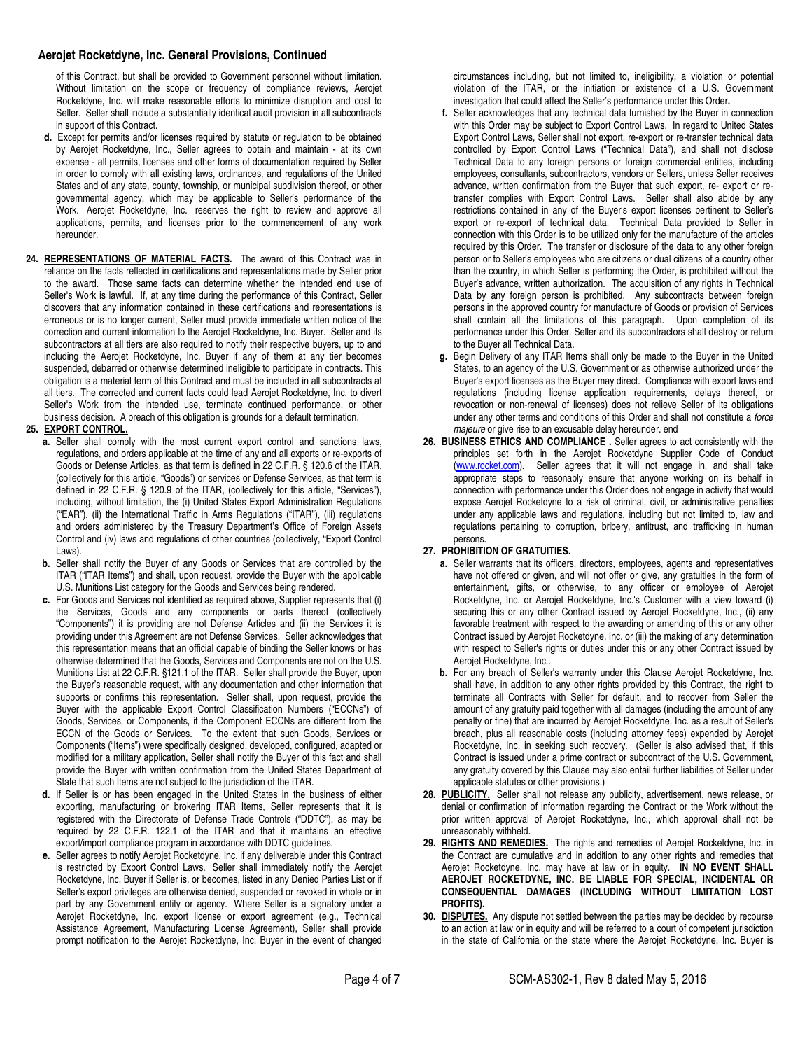of this Contract, but shall be provided to Government personnel without limitation. Without limitation on the scope or frequency of compliance reviews, Aerojet Rocketdyne, Inc. will make reasonable efforts to minimize disruption and cost to Seller. Seller shall include a substantially identical audit provision in all subcontracts in support of this Contract.

**d.** Except for permits and/or licenses required by statute or regulation to be obtained by Aerojet Rocketdyne, Inc., Seller agrees to obtain and maintain - at its own expense - all permits, licenses and other forms of documentation required by Seller in order to comply with all existing laws, ordinances, and regulations of the United States and of any state, county, township, or municipal subdivision thereof, or other governmental agency, which may be applicable to Seller's performance of the Work. Aerojet Rocketdyne, Inc. reserves the right to review and approve all applications, permits, and licenses prior to the commencement of any work hereunder.

**24. REPRESENTATIONS OF MATERIAL FACTS.** The award of this Contract was in reliance on the facts reflected in certifications and representations made by Seller prior to the award. Those same facts can determine whether the intended end use of Seller's Work is lawful. If, at any time during the performance of this Contract, Seller discovers that any information contained in these certifications and representations is erroneous or is no longer current, Seller must provide immediate written notice of the correction and current information to the Aerojet Rocketdyne, Inc. Buyer. Seller and its subcontractors at all tiers are also required to notify their respective buyers, up to and including the Aerojet Rocketdyne, Inc. Buyer if any of them at any tier becomes suspended, debarred or otherwise determined ineligible to participate in contracts. This obligation is a material term of this Contract and must be included in all subcontracts at all tiers. The corrected and current facts could lead Aerojet Rocketdyne, Inc. to divert Seller's Work from the intended use, terminate continued performance, or other business decision. A breach of this obligation is grounds for a default termination.

**25. EXPORT CONTROL.**

**a.** Seller shall comply with the most current export control and sanctions laws, regulations, and orders applicable at the time of any and all exports or re-exports of Goods or Defense Articles, as that term is defined in 22 C.F.R. § 120.6 of the ITAR, (collectively for this article, "Goods") or services or Defense Services, as that term is defined in 22 C.F.R. § 120.9 of the ITAR, (collectively for this article, "Services"), including, without limitation, the (i) United States Export Administration Regulations ("EAR"), (ii) the International Traffic in Arms Regulations ("ITAR"), (iii) regulations and orders administered by the Treasury Department's Office of Foreign Assets Control and (iv) laws and regulations of other countries (collectively, "Export Control Laws).

**b.** Seller shall notify the Buyer of any Goods or Services that are controlled by the ITAR ("ITAR Items") and shall, upon request, provide the Buyer with the applicable U.S. Munitions List category for the Goods and Services being rendered.

**c.** For Goods and Services not identified as required above, Supplier represents that (i) the Services, Goods and any components or parts thereof (collectively "Components") it is providing are not Defense Articles and (ii) the Services it is providing under this Agreement are not Defense Services. Seller acknowledges that this representation means that an official capable of binding the Seller knows or has otherwise determined that the Goods, Services and Components are not on the U.S. Munitions List at 22 C.F.R. §121.1 of the ITAR. Seller shall provide the Buyer, upon the Buyer's reasonable request, with any documentation and other information that supports or confirms this representation. Seller shall, upon request, provide the Buyer with the applicable Export Control Classification Numbers ("ECCNs") of Goods, Services, or Components, if the Component ECCNs are different from the ECCN of the Goods or Services. To the extent that such Goods, Services or Components ("Items") were specifically designed, developed, configured, adapted or modified for a military application, Seller shall notify the Buyer of this fact and shall provide the Buyer with written confirmation from the United States Department of State that such Items are not subject to the jurisdiction of the ITAR.

**d.** If Seller is or has been engaged in the United States in the business of either exporting, manufacturing or brokering ITAR Items, Seller represents that it is registered with the Directorate of Defense Trade Controls ("DDTC"), as may be required by 22 C.F.R. 122.1 of the ITAR and that it maintains an effective export/import compliance program in accordance with DDTC guidelines.

**e.** Seller agrees to notify Aerojet Rocketdyne, Inc. if any deliverable under this Contract is restricted by Export Control Laws. Seller shall immediately notify the Aerojet Rocketdyne, Inc. Buyer if Seller is, or becomes, listed in any Denied Parties List or if Seller's export privileges are otherwise denied, suspended or revoked in whole or in part by any Government entity or agency. Where Seller is a signatory under a Aerojet Rocketdyne, Inc. export license or export agreement (e.g., Technical Assistance Agreement, Manufacturing License Agreement), Seller shall provide prompt notification to the Aerojet Rocketdyne, Inc. Buyer in the event of changed circumstances including, but not limited to, ineligibility, a violation or potential violation of the ITAR, or the initiation or existence of a U.S. Government investigation that could affect the Seller's performance under this Order**.**

**f.** Seller acknowledges that any technical data furnished by the Buyer in connection with this Order may be subject to Export Control Laws. In regard to United States Export Control Laws, Seller shall not export, re-export or re-transfer technical data controlled by Export Control Laws ("Technical Data"), and shall not disclose Technical Data to any foreign persons or foreign commercial entities, including employees, consultants, subcontractors, vendors or Sellers, unless Seller receives advance, written confirmation from the Buyer that such export, re- export or re-transfer complies with Export Control Laws. Seller shall also abide by any restrictions contained in any of the Buyer's export licenses pertinent to Seller's export or re-export of technical data. Technical Data provided to Seller in connection with this Order is to be utilized only for the manufacture of the articles required by this Order. The transfer or disclosure of the data to any other foreign person or to Seller's employees who are citizens or dual citizens of a country other than the country, in which Seller is performing the Order, is prohibited without the Buyer's advance, written authorization. The acquisition of any rights in Technical Data by any foreign person is prohibited. Any subcontracts between foreign persons in the approved country for manufacture of Goods or provision of Services shall contain all the limitations of this paragraph. Upon completion of its performance under this Order, Seller and its subcontractors shall destroy or return to the Buyer all Technical Data.

**g.** Begin Delivery of any ITAR Items shall only be made to the Buyer in the United States, to an agency of the U.S. Government or as otherwise authorized under the Buyer's export licenses as the Buyer may direct. Compliance with export laws and regulations (including license application requirements, delays thereof, or revocation or non-renewal of licenses) does not relieve Seller of its obligations under any other terms and conditions of this Order and shall not constitute a *force majeure* or give rise to an excusable delay hereunder. end

**26. BUSINESS ETHICS AND COMPLIANCE .** Seller agrees to act consistently with the principles set forth in the Aerojet Rocketdyne Supplier Code of Conduct (www.rocket.com). Seller agrees that it will not engage in, and shall take appropriate steps to reasonably ensure that anyone working on its behalf in connection with performance under this Order does not engage in activity that would expose Aerojet Rocketdyne to a risk of criminal, civil, or administrative penalties under any applicable laws and regulations, including but not limited to, law and regulations pertaining to corruption, bribery, antitrust, and trafficking in human persons.

**27. PROHIBITION OF GRATUITIES.**

**a.** Seller warrants that its officers, directors, employees, agents and representatives have not offered or given, and will not offer or give, any gratuities in the form of entertainment, gifts, or otherwise, to any officer or employee of Aerojet Rocketdyne, Inc. or Aerojet Rocketdyne, Inc.'s Customer with a view toward (i) securing this or any other Contract issued by Aerojet Rocketdyne, Inc., (ii) any favorable treatment with respect to the awarding or amending of this or any other Contract issued by Aerojet Rocketdyne, Inc. or (iii) the making of any determination with respect to Seller's rights or duties under this or any other Contract issued by Aerojet Rocketdyne, Inc..

**b.** For any breach of Seller's warranty under this Clause Aerojet Rocketdyne, Inc. shall have, in addition to any other rights provided by this Contract, the right to terminate all Contracts with Seller for default, and to recover from Seller the amount of any gratuity paid together with all damages (including the amount of any penalty or fine) that are incurred by Aerojet Rocketdyne, Inc. as a result of Seller's breach, plus all reasonable costs (including attorney fees) expended by Aerojet Rocketdyne, Inc. in seeking such recovery. (Seller is also advised that, if this Contract is issued under a prime contract or subcontract of the U.S. Government, any gratuity covered by this Clause may also entail further liabilities of Seller under applicable statutes or other provisions.)

**28. PUBLICITY.** Seller shall not release any publicity, advertisement, news release, or denial or confirmation of information regarding the Contract or the Work without the prior written approval of Aerojet Rocketdyne, Inc., which approval shall not be unreasonably withheld.

**29. RIGHTS AND REMEDIES.** The rights and remedies of Aerojet Rocketdyne, Inc. in the Contract are cumulative and in addition to any other rights and remedies that Aerojet Rocketdyne, Inc. may have at law or in equity. **IN NO EVENT SHALL AEROJET ROCKETDYNE, INC. BE LIABLE FOR SPECIAL, INCIDENTAL OR CONSEQUENTIAL DAMAGES (INCLUDING WITHOUT LIMITATION LOST PROFITS).**

**30. DISPUTES.** Any dispute not settled between the parties may be decided by recourse to an action at law or in equity and will be referred to a court of competent jurisdiction in the state of California or the state where the Aerojet Rocketdyne, Inc. Buyer is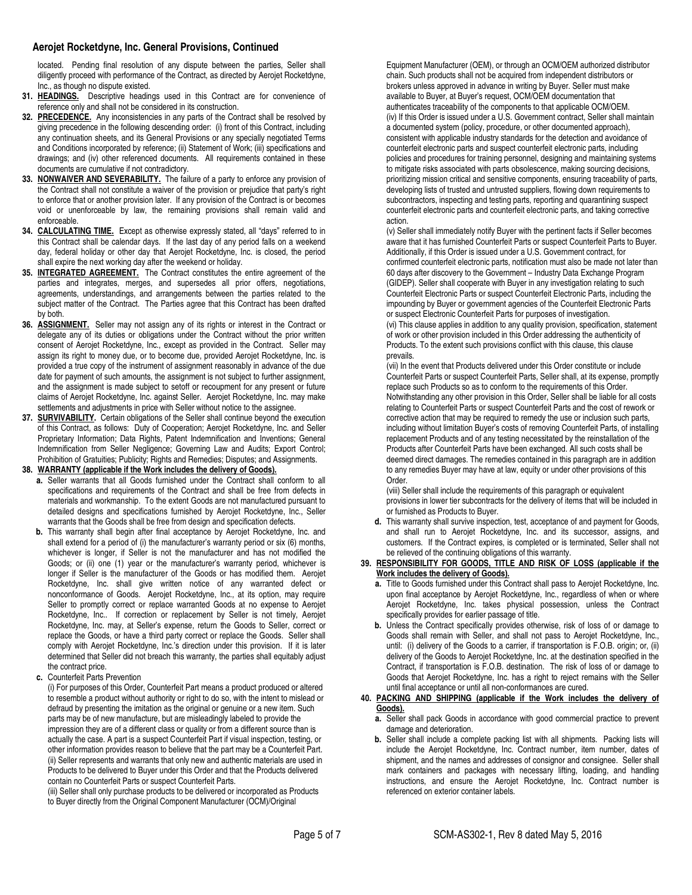located. Pending final resolution of any dispute between the parties, Seller shall diligently proceed with performance of the Contract, as directed by Aerojet Rocketdyne, Inc., as though no dispute existed.

**31. HEADINGS.** Descriptive headings used in this Contract are for convenience of reference only and shall not be considered in its construction.

**32. PRECEDENCE.** Any inconsistencies in any parts of the Contract shall be resolved by giving precedence in the following descending order: (i) front of this Contract, including any continuation sheets, and its General Provisions or any specially negotiated Terms and Conditions incorporated by reference; (ii) Statement of Work; (iii) specifications and drawings; and (iv) other referenced documents. All requirements contained in these documents are cumulative if not contradictory.

**33. NONWAIVER AND SEVERABILITY.** The failure of a party to enforce any provision of the Contract shall not constitute a waiver of the provision or prejudice that party's right to enforce that or another provision later. If any provision of the Contract is or becomes void or unenforceable by law, the remaining provisions shall remain valid and enforceable.

**34. CALCULATING TIME.** Except as otherwise expressly stated, all "days" referred to in this Contract shall be calendar days. If the last day of any period falls on a weekend day, federal holiday or other day that Aerojet Rocketdyne, Inc. is closed, the period shall expire the next working day after the weekend or holiday.

**35. INTEGRATED AGREEMENT.** The Contract constitutes the entire agreement of the parties and integrates, merges, and supersedes all prior offers, negotiations, agreements, understandings, and arrangements between the parties related to the subject matter of the Contract. The Parties agree that this Contract has been drafted by both.

**36. ASSIGNMENT.** Seller may not assign any of its rights or interest in the Contract or delegate any of its duties or obligations under the Contract without the prior written consent of Aerojet Rocketdyne, Inc., except as provided in the Contract. Seller may assign its right to money due, or to become due, provided Aerojet Rocketdyne, Inc. is provided a true copy of the instrument of assignment reasonably in advance of the due date for payment of such amounts, the assignment is not subject to further assignment, and the assignment is made subject to setoff or recoupment for any present or future claims of Aerojet Rocketdyne, Inc. against Seller. Aerojet Rocketdyne, Inc. may make settlements and adjustments in price with Seller without notice to the assignee.

**37. SURVIVABILITY.** Certain obligations of the Seller shall continue beyond the execution of this Contract, as follows: Duty of Cooperation; Aerojet Rocketdyne, Inc. and Seller Proprietary Information; Data Rights, Patent Indemnification and Inventions; General Indemnification from Seller Negligence; Governing Law and Audits; Export Control; Prohibition of Gratuities; Publicity; Rights and Remedies; Disputes; and Assignments.

**38. WARRANTY (applicable if the Work includes the delivery of Goods).**

**a.** Seller warrants that all Goods furnished under the Contract shall conform to all specifications and requirements of the Contract and shall be free from defects in materials and workmanship. To the extent Goods are not manufactured pursuant to detailed designs and specifications furnished by Aerojet Rocketdyne, Inc., Seller warrants that the Goods shall be free from design and specification defects.

**b.** This warranty shall begin after final acceptance by Aerojet Rocketdyne, Inc. and shall extend for a period of (i) the manufacturer's warranty period or six (6) months, whichever is longer, if Seller is not the manufacturer and has not modified the Goods; or (ii) one (1) year or the manufacturer's warranty period, whichever is longer if Seller is the manufacturer of the Goods or has modified them. Aerojet Rocketdyne, Inc. shall give written notice of any warranted defect or nonconformance of Goods. Aerojet Rocketdyne, Inc., at its option, may require Seller to promptly correct or replace warranted Goods at no expense to Aerojet Rocketdyne, Inc.. If correction or replacement by Seller is not timely, Aerojet Rocketdyne, Inc. may, at Seller's expense, return the Goods to Seller, correct or replace the Goods, or have a third party correct or replace the Goods. Seller shall comply with Aerojet Rocketdyne, Inc.'s direction under this provision. If it is later determined that Seller did not breach this warranty, the parties shall equitably adjust the contract price.

**c.** Counterfeit Parts Prevention

(i) For purposes of this Order, Counterfeit Part means a product produced or altered to resemble a product without authority or right to do so, with the intent to mislead or defraud by presenting the imitation as the original or genuine or a new item. Such parts may be of new manufacture, but are misleadingly labeled to provide the impression they are of a different class or quality or from a different source than is actually the case. A part is a suspect Counterfeit Part if visual inspection, testing, or other information provides reason to believe that the part may be a Counterfeit Part.

(ii) Seller represents and warrants that only new and authentic materials are used in Products to be delivered to Buyer under this Order and that the Products delivered contain no Counterfeit Parts or suspect Counterfeit Parts.

(iii) Seller shall only purchase products to be delivered or incorporated as Products to Buyer directly from the Original Component Manufacturer (OCM)/Original Equipment Manufacturer (OEM), or through an OCM/OEM authorized distributor chain. Such products shall not be acquired from independent distributors or brokers unless approved in advance in writing by Buyer. Seller must make available to Buyer, at Buyer's request, OCM/OEM documentation that authenticates traceability of the components to that applicable OCM/OEM.

(iv) If this Order is issued under a U.S. Government contract, Seller shall maintain a documented system (policy, procedure, or other documented approach), consistent with applicable industry standards for the detection and avoidance of counterfeit electronic parts and suspect counterfeit electronic parts, including policies and procedures for training personnel, designing and maintaining systems to mitigate risks associated with parts obsolescence, making sourcing decisions, prioritizing mission critical and sensitive components, ensuring traceability of parts, developing lists of trusted and untrusted suppliers, flowing down requirements to subcontractors, inspecting and testing parts, reporting and quarantining suspect counterfeit electronic parts and counterfeit electronic parts, and taking corrective action.

(v) Seller shall immediately notify Buyer with the pertinent facts if Seller becomes aware that it has furnished Counterfeit Parts or suspect Counterfeit Parts to Buyer. Additionally, if this Order is issued under a U.S. Government contract, for confirmed counterfeit electronic parts, notification must also be made not later than 60 days after discovery to the Government – Industry Data Exchange Program (GIDEP). Seller shall cooperate with Buyer in any investigation relating to such Counterfeit Electronic Parts or suspect Counterfeit Electronic Parts, including the impounding by Buyer or government agencies of the Counterfeit Electronic Parts or suspect Electronic Counterfeit Parts for purposes of investigation.

(vi) This clause applies in addition to any quality provision, specification, statement of work or other provision included in this Order addressing the authenticity of Products. To the extent such provisions conflict with this clause, this clause prevails.

(vii) In the event that Products delivered under this Order constitute or include Counterfeit Parts or suspect Counterfeit Parts, Seller shall, at its expense, promptly replace such Products so as to conform to the requirements of this Order. Notwithstanding any other provision in this Order, Seller shall be liable for all costs relating to Counterfeit Parts or suspect Counterfeit Parts and the cost of rework or corrective action that may be required to remedy the use or inclusion such parts, including without limitation Buyer's costs of removing Counterfeit Parts, of installing replacement Products and of any testing necessitated by the reinstallation of the Products after Counterfeit Parts have been exchanged. All such costs shall be deemed direct damages. The remedies contained in this paragraph are in addition to any remedies Buyer may have at law, equity or under other provisions of this Order.

(viii) Seller shall include the requirements of this paragraph or equivalent provisions in lower tier subcontracts for the delivery of items that will be included in or furnished as Products to Buyer.

**d.** This warranty shall survive inspection, test, acceptance of and payment for Goods, and shall run to Aerojet Rocketdyne, Inc. and its successor, assigns, and customers. If the Contract expires, is completed or is terminated, Seller shall not be relieved of the continuing obligations of this warranty.

**39. RESPONSIBILITY FOR GOODS, TITLE AND RISK OF LOSS (applicable if the Work includes the delivery of Goods).**

**a.** Title to Goods furnished under this Contract shall pass to Aerojet Rocketdyne, Inc. upon final acceptance by Aerojet Rocketdyne, Inc., regardless of when or where Aerojet Rocketdyne, Inc. takes physical possession, unless the Contract specifically provides for earlier passage of title.

**b.** Unless the Contract specifically provides otherwise, risk of loss of or damage to Goods shall remain with Seller, and shall not pass to Aerojet Rocketdyne, Inc., until: (i) delivery of the Goods to a carrier, if transportation is F.O.B. origin; or, (ii) delivery of the Goods to Aerojet Rocketdyne, Inc. at the destination specified in the Contract, if transportation is F.O.B. destination. The risk of loss of or damage to Goods that Aerojet Rocketdyne, Inc. has a right to reject remains with the Seller until final acceptance or until all non-conformances are cured.

**40. PACKING AND SHIPPING (applicable if the Work includes the delivery of Goods).**

**a.** Seller shall pack Goods in accordance with good commercial practice to prevent damage and deterioration.

**b.** Seller shall include a complete packing list with all shipments. Packing lists will include the Aerojet Rocketdyne, Inc. Contract number, item number, dates of shipment, and the names and addresses of consignor and consignee. Seller shall mark containers and packages with necessary lifting, loading, and handling instructions, and ensure the Aerojet Rocketdyne, Inc. Contract number is referenced on exterior container labels.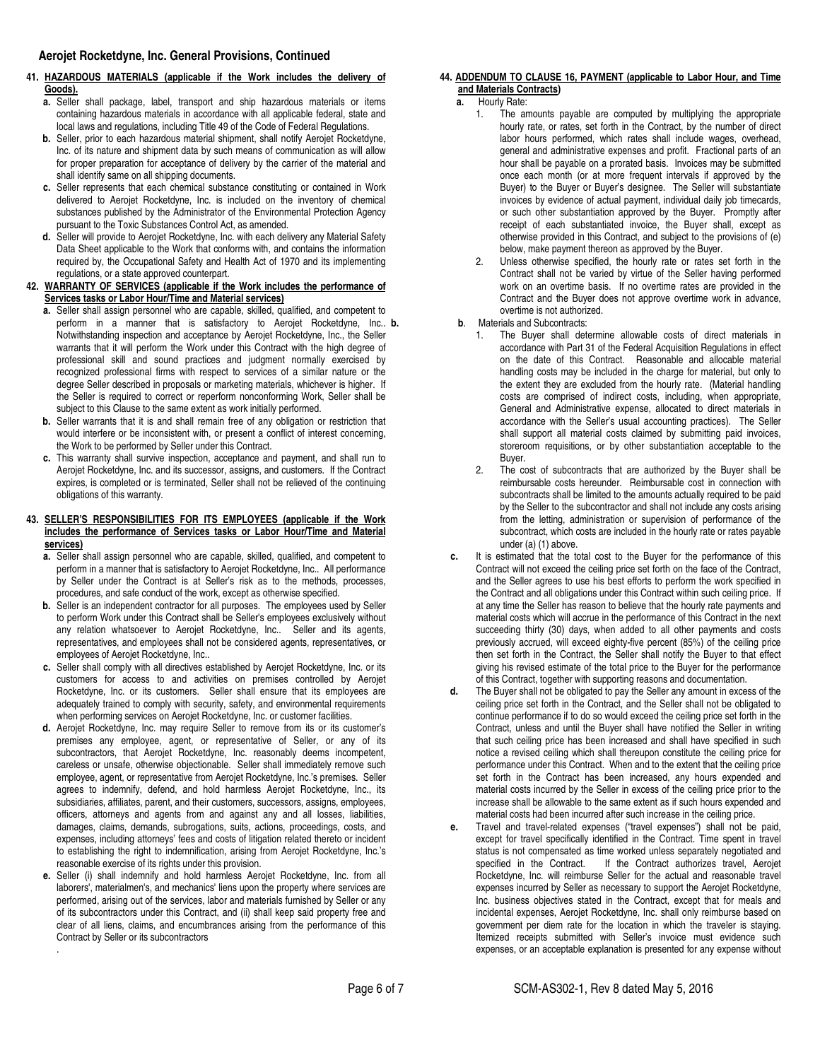## Aerojet Rocketdyne, Inc. General Provisions, Continued

**41. HAZARDOUS MATERIALS (applicable if the Work includes the delivery of Goods).**

- **a.** Seller shall package, label, transport and ship hazardous materials or items containing hazardous materials in accordance with all applicable federal, state and local laws and regulations, including Title 49 of the Code of Federal Regulations.
- **b.** Seller, prior to each hazardous material shipment, shall notify Aerojet Rocketdyne, Inc. of its nature and shipment data by such means of communication as will allow for proper preparation for acceptance of delivery by the carrier of the material and shall identify same on all shipping documents.
- **c.** Seller represents that each chemical substance constituting or contained in Work delivered to Aerojet Rocketdyne, Inc. is included on the inventory of chemical substances published by the Administrator of the Environmental Protection Agency pursuant to the Toxic Substances Control Act, as amended.
- **d.** Seller will provide to Aerojet Rocketdyne, Inc. with each delivery any Material Safety Data Sheet applicable to the Work that conforms with, and contains the information required by, the Occupational Safety and Health Act of 1970 and its implementing regulations, or a state approved counterpart.

**42. WARRANTY OF SERVICES (applicable if the Work includes the performance of Services tasks or Labor Hour/Time and Material services)**

- **a.** Seller shall assign personnel who are capable, skilled, qualified, and competent to perform in a manner that is satisfactory to Aerojet Rocketdyne, Inc.. **b.** Notwithstanding inspection and acceptance by Aerojet Rocketdyne, Inc., the Seller warrants that it will perform the Work under this Contract with the high degree of professional skill and sound practices and judgment normally exercised by recognized professional firms with respect to services of a similar nature or the degree Seller described in proposals or marketing materials, whichever is higher. If the Seller is required to correct or reperform nonconforming Work, Seller shall be subject to this Clause to the same extent as work initially performed.
- **b.** Seller warrants that it is and shall remain free of any obligation or restriction that would interfere or be inconsistent with, or present a conflict of interest concerning, the Work to be performed by Seller under this Contract.
- **c.** This warranty shall survive inspection, acceptance and payment, and shall run to Aerojet Rocketdyne, Inc. and its successor, assigns, and customers. If the Contract expires, is completed or is terminated, Seller shall not be relieved of the continuing obligations of this warranty.

**43. SELLER'S RESPONSIBILITIES FOR ITS EMPLOYEES (applicable if the Work includes the performance of Services tasks or Labor Hour/Time and Material services)**

- **a.** Seller shall assign personnel who are capable, skilled, qualified, and competent to perform in a manner that is satisfactory to Aerojet Rocketdyne, Inc.. All performance by Seller under the Contract is at Seller's risk as to the methods, processes, procedures, and safe conduct of the work, except as otherwise specified.
- **b.** Seller is an independent contractor for all purposes. The employees used by Seller to perform Work under this Contract shall be Seller's employees exclusively without any relation whatsoever to Aerojet Rocketdyne, Inc.. Seller and its agents, representatives, and employees shall not be considered agents, representatives, or employees of Aerojet Rocketdyne, Inc..
- **c.** Seller shall comply with all directives established by Aerojet Rocketdyne, Inc. or its customers for access to and activities on premises controlled by Aerojet Rocketdyne, Inc. or its customers. Seller shall ensure that its employees are adequately trained to comply with security, safety, and environmental requirements when performing services on Aerojet Rocketdyne, Inc. or customer facilities.
- **d.** Aerojet Rocketdyne, Inc. may require Seller to remove from its or its customer's premises any employee, agent, or representative of Seller, or any of its subcontractors, that Aerojet Rocketdyne, Inc. reasonably deems incompetent, careless or unsafe, otherwise objectionable. Seller shall immediately remove such employee, agent, or representative from Aerojet Rocketdyne, Inc.'s premises. Seller agrees to indemnify, defend, and hold harmless Aerojet Rocketdyne, Inc., its subsidiaries, affiliates, parent, and their customers, successors, assigns, employees, officers, attorneys and agents from and against any and all losses, liabilities, damages, claims, demands, subrogations, suits, actions, proceedings, costs, and expenses, including attorneys' fees and costs of litigation related thereto or incident to establishing the right to indemnification, arising from Aerojet Rocketdyne, Inc.'s reasonable exercise of its rights under this provision.
- **e.** Seller (i) shall indemnify and hold harmless Aerojet Rocketdyne, Inc. from all laborers', materialmen's, and mechanics' liens upon the property where services are performed, arising out of the services, labor and materials furnished by Seller or any of its subcontractors under this Contract, and (ii) shall keep said property free and clear of all liens, claims, and encumbrances arising from the performance of this Contract by Seller or its subcontractors

**44. ADDENDUM TO CLAUSE 16, PAYMENT (applicable to Labor Hour, and Time and Materials Contracts)**

- **a.** Hourly Rate:
  1. The amounts payable are computed by multiplying the appropriate hourly rate, or rates, set forth in the Contract, by the number of direct labor hours performed, which rates shall include wages, overhead, general and administrative expenses and profit. Fractional parts of an hour shall be payable on a prorated basis. Invoices may be submitted once each month (or at more frequent intervals if approved by the Buyer) to the Buyer or Buyer's designee. The Seller will substantiate invoices by evidence of actual payment, individual daily job timecards, or such other substantiation approved by the Buyer. Promptly after receipt of each substantiated invoice, the Buyer shall, except as otherwise provided in this Contract, and subject to the provisions of (e) below, make payment thereon as approved by the Buyer.
  2. Unless otherwise specified, the hourly rate or rates set forth in the Contract shall not be varied by virtue of the Seller having performed work on an overtime basis. If no overtime rates are provided in the Contract and the Buyer does not approve overtime work in advance, overtime is not authorized.
- **b**. Materials and Subcontracts:
  1. The Buyer shall determine allowable costs of direct materials in accordance with Part 31 of the Federal Acquisition Regulations in effect on the date of this Contract. Reasonable and allocable material handling costs may be included in the charge for material, but only to the extent they are excluded from the hourly rate. (Material handling costs are comprised of indirect costs, including, when appropriate, General and Administrative expense, allocated to direct materials in accordance with the Seller's usual accounting practices). The Seller shall support all material costs claimed by submitting paid invoices, storeroom requisitions, or by other substantiation acceptable to the Buyer.
  2. The cost of subcontracts that are authorized by the Buyer shall be reimbursable costs hereunder. Reimbursable cost in connection with subcontracts shall be limited to the amounts actually required to be paid by the Seller to the subcontractor and shall not include any costs arising from the letting, administration or supervision of performance of the subcontract, which costs are included in the hourly rate or rates payable under (a) (1) above.
- **c.** It is estimated that the total cost to the Buyer for the performance of this Contract will not exceed the ceiling price set forth on the face of the Contract, and the Seller agrees to use his best efforts to perform the work specified in the Contract and all obligations under this Contract within such ceiling price. If at any time the Seller has reason to believe that the hourly rate payments and material costs which will accrue in the performance of this Contract in the next succeeding thirty (30) days, when added to all other payments and costs previously accrued, will exceed eighty-five percent (85%) of the ceiling price then set forth in the Contract, the Seller shall notify the Buyer to that effect giving his revised estimate of the total price to the Buyer for the performance of this Contract, together with supporting reasons and documentation.
- **d.** The Buyer shall not be obligated to pay the Seller any amount in excess of the ceiling price set forth in the Contract, and the Seller shall not be obligated to continue performance if to do so would exceed the ceiling price set forth in the Contract, unless and until the Buyer shall have notified the Seller in writing that such ceiling price has been increased and shall have specified in such notice a revised ceiling which shall thereupon constitute the ceiling price for performance under this Contract. When and to the extent that the ceiling price set forth in the Contract has been increased, any hours expended and material costs incurred by the Seller in excess of the ceiling price prior to the increase shall be allowable to the same extent as if such hours expended and material costs had been incurred after such increase in the ceiling price.
- **e.** Travel and travel-related expenses ("travel expenses") shall not be paid, except for travel specifically identified in the Contract. Time spent in travel status is not compensated as time worked unless separately negotiated and specified in the Contract. If the Contract authorizes travel, Aerojet Rocketdyne, Inc. will reimburse Seller for the actual and reasonable travel expenses incurred by Seller as necessary to support the Aerojet Rocketdyne, Inc. business objectives stated in the Contract, except that for meals and incidental expenses, Aerojet Rocketdyne, Inc. shall only reimburse based on government per diem rate for the location in which the traveler is staying. Itemized receipts submitted with Seller's invoice must evidence such expenses, or an acceptable explanation is presented for any expense without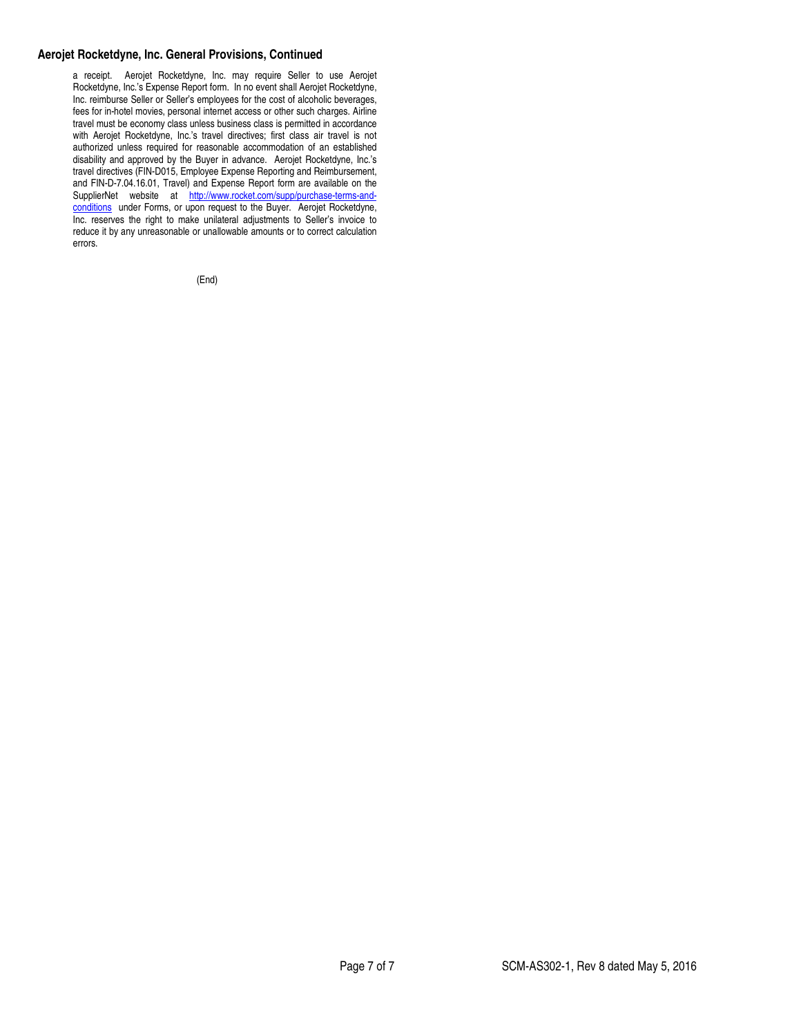## Aerojet Rocketdyne, Inc. General Provisions, Continued

a receipt. Aerojet Rocketdyne, Inc. may require Seller to use Aerojet Rocketdyne, Inc.'s Expense Report form. In no event shall Aerojet Rocketdyne, Inc. reimburse Seller or Seller's employees for the cost of alcoholic beverages, fees for in-hotel movies, personal internet access or other such charges. Airline travel must be economy class unless business class is permitted in accordance with Aerojet Rocketdyne, Inc.'s travel directives; first class air travel is not authorized unless required for reasonable accommodation of an established disability and approved by the Buyer in advance. Aerojet Rocketdyne, Inc.'s travel directives (FIN-D015, Employee Expense Reporting and Reimbursement, and FIN-D-7.04.16.01, Travel) and Expense Report form are available on the SupplierNet website at [http://www.rocket.com/supp/purchase-terms-and-conditions](http://www.rocket.com/supp/purchase-terms-and-conditions) under Forms, or upon request to the Buyer. Aerojet Rocketdyne, Inc. reserves the right to make unilateral adjustments to Seller's invoice to reduce it by any unreasonable or unallowable amounts or to correct calculation errors.

(End)

SCM-AS302-1, Rev 8 dated May 5, 2016